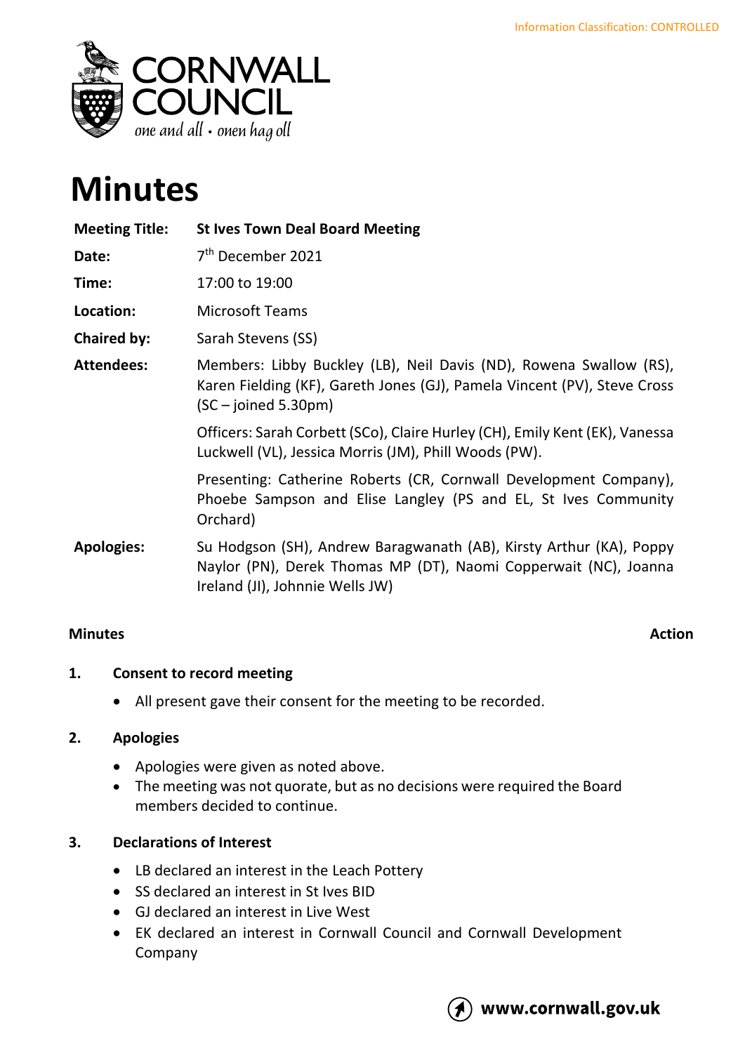Information Classification: CONTROLLED

CORNWALL COUNCIL

*one and all • onen hag oll*

# Minutes

| | |
|---|---|
| **Meeting Title:** | **St Ives Town Deal Board Meeting** |
| **Date:** | 7th December 2021 |
| **Time:** | 17:00 to 19:00 |
| **Location:** | Microsoft Teams |
| **Chaired by:** | Sarah Stevens (SS) |
| **Attendees:** | Members: Libby Buckley (LB), Neil Davis (ND), Rowena Swallow (RS), Karen Fielding (KF), Gareth Jones (GJ), Pamela Vincent (PV), Steve Cross (SC – joined 5.30pm) |
| | Officers: Sarah Corbett (SCo), Claire Hurley (CH), Emily Kent (EK), Vanessa Luckwell (VL), Jessica Morris (JM), Phill Woods (PW). |
| | Presenting: Catherine Roberts (CR, Cornwall Development Company), Phoebe Sampson and Elise Langley (PS and EL, St Ives Community Orchard) |
| **Apologies:** | Su Hodgson (SH), Andrew Baragwanath (AB), Kirsty Arthur (KA), Poppy Naylor (PN), Derek Thomas MP (DT), Naomi Copperwait (NC), Joanna Ireland (JI), Johnnie Wells JW) |

**Minutes** **Action**

**1. Consent to record meeting**

- All present gave their consent for the meeting to be recorded.

**2. Apologies**

- Apologies were given as noted above.
- The meeting was not quorate, but as no decisions were required the Board members decided to continue.

**3. Declarations of Interest**

- LB declared an interest in the Leach Pottery
- SS declared an interest in St Ives BID
- GJ declared an interest in Live West
- EK declared an interest in Cornwall Council and Cornwall Development Company

www.cornwall.gov.uk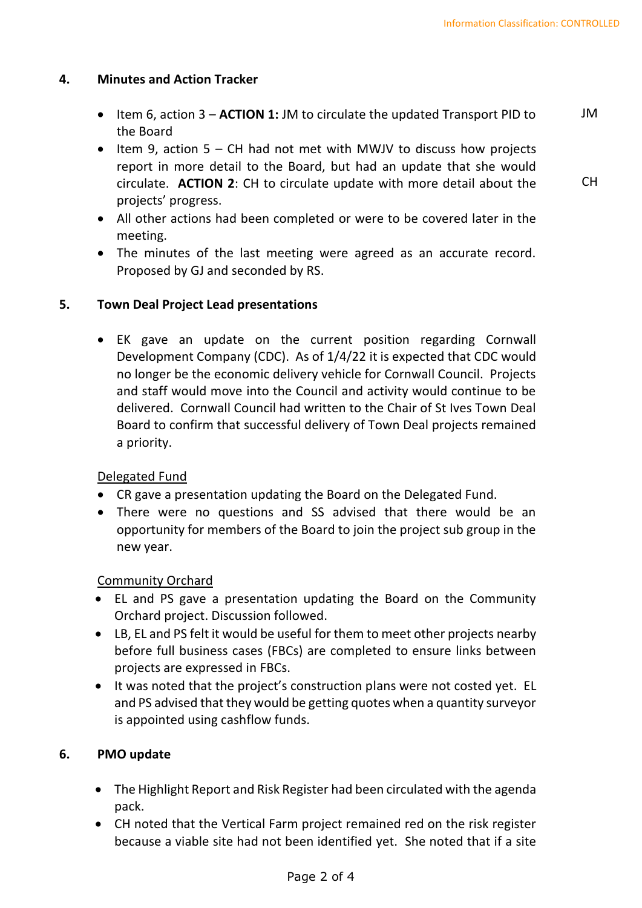## 4. Minutes and Action Tracker

- Item 6, action 3 – **ACTION 1:** JM to circulate the updated Transport PID to the Board — JM
- Item 9, action 5 – CH had not met with MWJV to discuss how projects report in more detail to the Board, but had an update that she would circulate. **ACTION 2**: CH to circulate update with more detail about the projects' progress. — CH
- All other actions had been completed or were to be covered later in the meeting.
- The minutes of the last meeting were agreed as an accurate record. Proposed by GJ and seconded by RS.

## 5. Town Deal Project Lead presentations

- EK gave an update on the current position regarding Cornwall Development Company (CDC). As of 1/4/22 it is expected that CDC would no longer be the economic delivery vehicle for Cornwall Council. Projects and staff would move into the Council and activity would continue to be delivered. Cornwall Council had written to the Chair of St Ives Town Deal Board to confirm that successful delivery of Town Deal projects remained a priority.

Delegated Fund

- CR gave a presentation updating the Board on the Delegated Fund.
- There were no questions and SS advised that there would be an opportunity for members of the Board to join the project sub group in the new year.

Community Orchard

- EL and PS gave a presentation updating the Board on the Community Orchard project. Discussion followed.
- LB, EL and PS felt it would be useful for them to meet other projects nearby before full business cases (FBCs) are completed to ensure links between projects are expressed in FBCs.
- It was noted that the project's construction plans were not costed yet. EL and PS advised that they would be getting quotes when a quantity surveyor is appointed using cashflow funds.

## 6. PMO update

- The Highlight Report and Risk Register had been circulated with the agenda pack.
- CH noted that the Vertical Farm project remained red on the risk register because a viable site had not been identified yet. She noted that if a site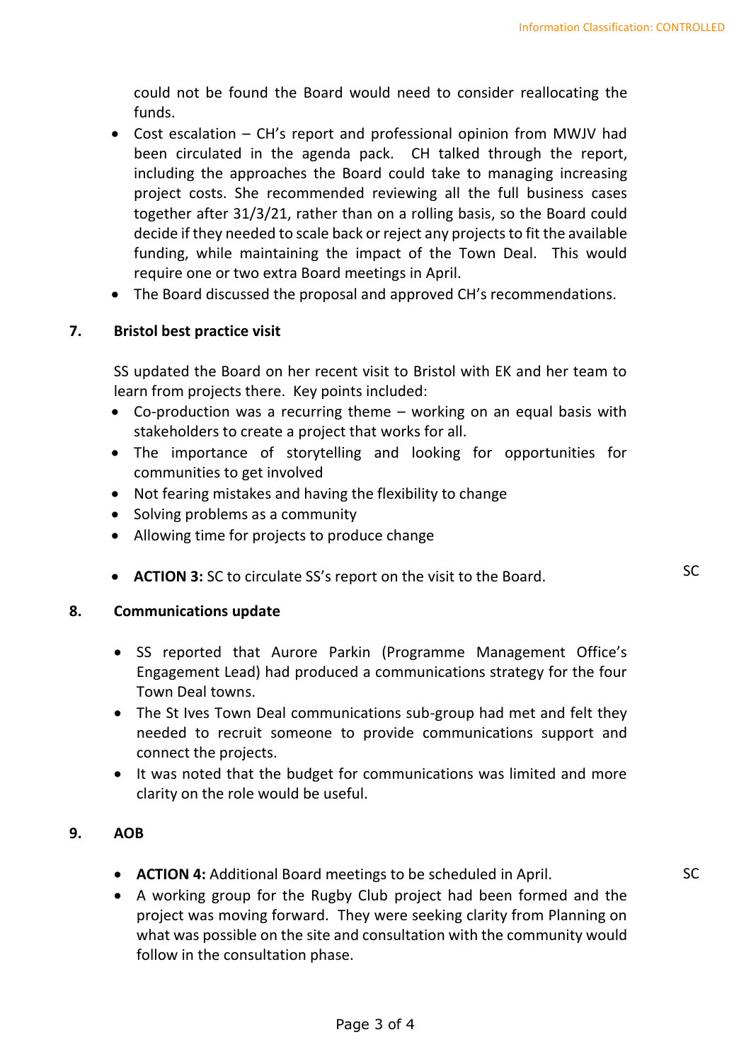could not be found the Board would need to consider reallocating the funds.

- Cost escalation – CH's report and professional opinion from MWJV had been circulated in the agenda pack. CH talked through the report, including the approaches the Board could take to managing increasing project costs. She recommended reviewing all the full business cases together after 31/3/21, rather than on a rolling basis, so the Board could decide if they needed to scale back or reject any projects to fit the available funding, while maintaining the impact of the Town Deal. This would require one or two extra Board meetings in April.
- The Board discussed the proposal and approved CH's recommendations.

## 7. Bristol best practice visit

SS updated the Board on her recent visit to Bristol with EK and her team to learn from projects there. Key points included:

- Co-production was a recurring theme – working on an equal basis with stakeholders to create a project that works for all.
- The importance of storytelling and looking for opportunities for communities to get involved
- Not fearing mistakes and having the flexibility to change
- Solving problems as a community
- Allowing time for projects to produce change

- **ACTION 3:** SC to circulate SS's report on the visit to the Board. — SC

## 8. Communications update

- SS reported that Aurore Parkin (Programme Management Office's Engagement Lead) had produced a communications strategy for the four Town Deal towns.
- The St Ives Town Deal communications sub-group had met and felt they needed to recruit someone to provide communications support and connect the projects.
- It was noted that the budget for communications was limited and more clarity on the role would be useful.

## 9. AOB

- **ACTION 4:** Additional Board meetings to be scheduled in April. — SC
- A working group for the Rugby Club project had been formed and the project was moving forward. They were seeking clarity from Planning on what was possible on the site and consultation with the community would follow in the consultation phase.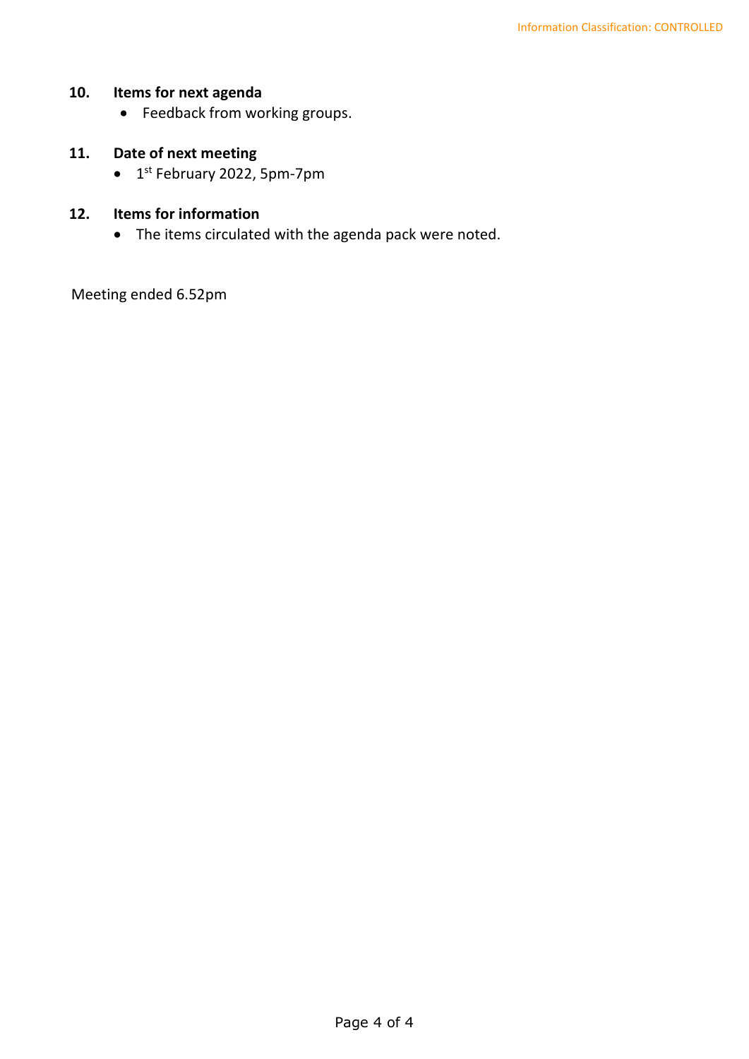**10. Items for next agenda**

- Feedback from working groups.

**11. Date of next meeting**

- 1st February 2022, 5pm-7pm

**12. Items for information**

- The items circulated with the agenda pack were noted.

Meeting ended 6.52pm